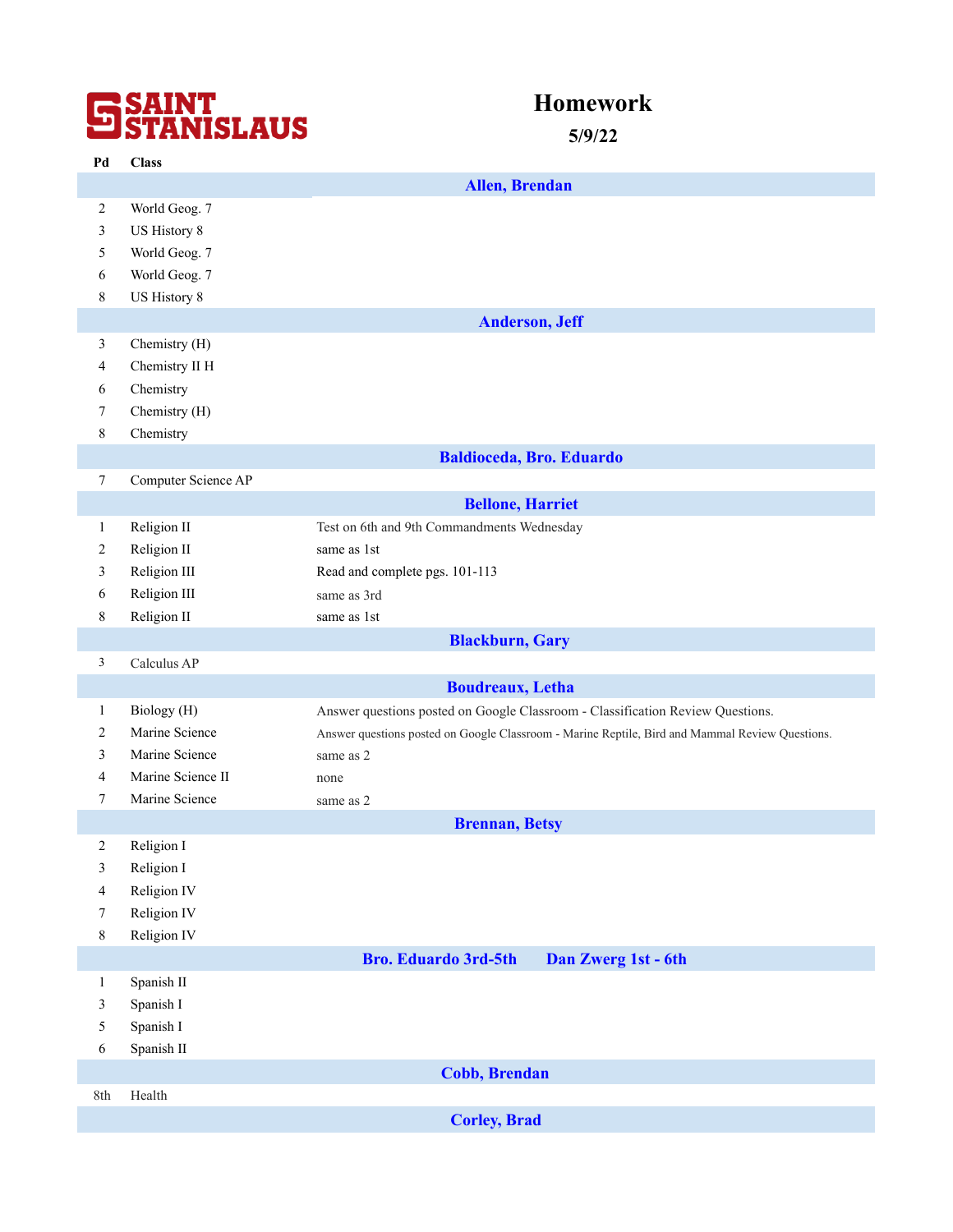**SAINT STANISLAUS**

# Homework

**5/9/22**

| Pd | Class | |
|---|---|---|
| | | **Allen, Brendan** |
| 2 | World Geog. 7 | |
| 3 | US History 8 | |
| 5 | World Geog. 7 | |
| 6 | World Geog. 7 | |
| 8 | US History 8 | |
| | | **Anderson, Jeff** |
| 3 | Chemistry (H) | |
| 4 | Chemistry II H | |
| 6 | Chemistry | |
| 7 | Chemistry (H) | |
| 8 | Chemistry | |
| | | **Baldioceda, Bro. Eduardo** |
| 7 | Computer Science AP | |
| | | **Bellone, Harriet** |
| 1 | Religion II | Test on 6th and 9th Commandments Wednesday |
| 2 | Religion II | same as 1st |
| 3 | Religion III | Read and complete pgs. 101-113 |
| 6 | Religion III | same as 3rd |
| 8 | Religion II | same as 1st |
| | | **Blackburn, Gary** |
| 3 | Calculus AP | |
| | | **Boudreaux, Letha** |
| 1 | Biology (H) | Answer questions posted on Google Classroom - Classification Review Questions. |
| 2 | Marine Science | Answer questions posted on Google Classroom - Marine Reptile, Bird and Mammal Review Questions. |
| 3 | Marine Science | same as 2 |
| 4 | Marine Science II | none |
| 7 | Marine Science | same as 2 |
| | | **Brennan, Betsy** |
| 2 | Religion I | |
| 3 | Religion I | |
| 4 | Religion IV | |
| 7 | Religion IV | |
| 8 | Religion IV | |
| | | **Bro. Eduardo 3rd-5th Dan Zwerg 1st - 6th** |
| 1 | Spanish II | |
| 3 | Spanish I | |
| 5 | Spanish I | |
| 6 | Spanish II | |
| | | **Cobb, Brendan** |
| 8th | Health | |
| | | **Corley, Brad** |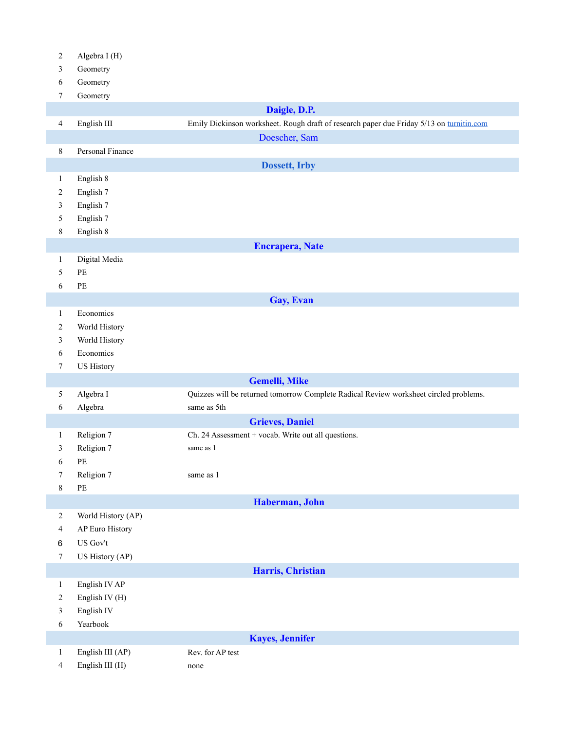| | | |
|---|---|---|
| 2 | Algebra I (H) | |
| 3 | Geometry | |
| 6 | Geometry | |
| 7 | Geometry | |
| | **Daigle, D.P.** | |
| 4 | English III | Emily Dickinson worksheet. Rough draft of research paper due Friday 5/13 on turnitin.com |
| | **Doescher, Sam** | |
| 8 | Personal Finance | |
| | **Dossett, Irby** | |
| 1 | English 8 | |
| 2 | English 7 | |
| 3 | English 7 | |
| 5 | English 7 | |
| 8 | English 8 | |
| | **Encrapera, Nate** | |
| 1 | Digital Media | |
| 5 | PE | |
| 6 | PE | |
| | **Gay, Evan** | |
| 1 | Economics | |
| 2 | World History | |
| 3 | World History | |
| 6 | Economics | |
| 7 | US History | |
| | **Gemelli, Mike** | |
| 5 | Algebra I | Quizzes will be returned tomorrow Complete Radical Review worksheet circled problems. |
| 6 | Algebra | same as 5th |
| | **Grieves, Daniel** | |
| 1 | Religion 7 | Ch. 24 Assessment + vocab. Write out all questions. |
| 3 | Religion 7 | same as 1 |
| 6 | PE | |
| 7 | Religion 7 | same as 1 |
| 8 | PE | |
| | **Haberman, John** | |
| 2 | World History (AP) | |
| 4 | AP Euro History | |
| 6 | US Gov't | |
| 7 | US History (AP) | |
| | **Harris, Christian** | |
| 1 | English IV AP | |
| 2 | English IV (H) | |
| 3 | English IV | |
| 6 | Yearbook | |
| | **Kayes, Jennifer** | |
| 1 | English III (AP) | Rev. for AP test |
| 4 | English III (H) | none |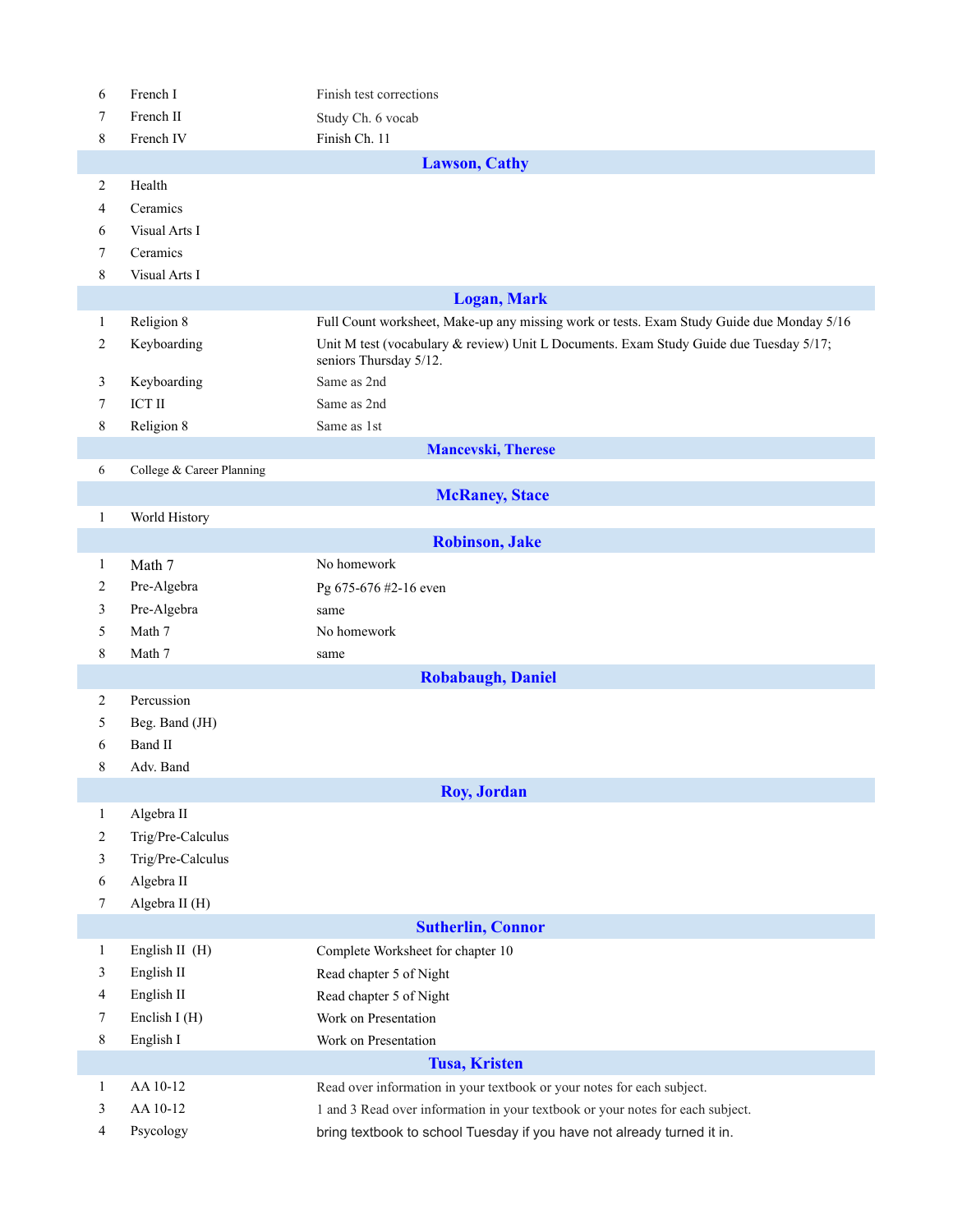| | | |
|---|---|---|
| 6 | French I | Finish test corrections |
| 7 | French II | Study Ch. 6 vocab |
| 8 | French IV | Finish Ch. 11 |

## Lawson, Cathy

| | | |
|---|---|---|
| 2 | Health | |
| 4 | Ceramics | |
| 6 | Visual Arts I | |
| 7 | Ceramics | |
| 8 | Visual Arts I | |

## Logan, Mark

| | | |
|---|---|---|
| 1 | Religion 8 | Full Count worksheet, Make-up any missing work or tests. Exam Study Guide due Monday 5/16 |
| 2 | Keyboarding | Unit M test (vocabulary & review) Unit L Documents. Exam Study Guide due Tuesday 5/17; seniors Thursday 5/12. |
| 3 | Keyboarding | Same as 2nd |
| 7 | ICT II | Same as 2nd |
| 8 | Religion 8 | Same as 1st |

## Mancevski, Therese

| | | |
|---|---|---|
| 6 | College & Career Planning | |

## McRaney, Stace

| | | |
|---|---|---|
| 1 | World History | |

## Robinson, Jake

| | | |
|---|---|---|
| 1 | Math 7 | No homework |
| 2 | Pre-Algebra | Pg 675-676 #2-16 even |
| 3 | Pre-Algebra | same |
| 5 | Math 7 | No homework |
| 8 | Math 7 | same |

## Robabaugh, Daniel

| | | |
|---|---|---|
| 2 | Percussion | |
| 5 | Beg. Band (JH) | |
| 6 | Band II | |
| 8 | Adv. Band | |

## Roy, Jordan

| | | |
|---|---|---|
| 1 | Algebra II | |
| 2 | Trig/Pre-Calculus | |
| 3 | Trig/Pre-Calculus | |
| 6 | Algebra II | |
| 7 | Algebra II (H) | |

## Sutherlin, Connor

| | | |
|---|---|---|
| 1 | English II (H) | Complete Worksheet for chapter 10 |
| 3 | English II | Read chapter 5 of Night |
| 4 | English II | Read chapter 5 of Night |
| 7 | Enclish I (H) | Work on Presentation |
| 8 | English I | Work on Presentation |

## Tusa, Kristen

| | | |
|---|---|---|
| 1 | AA 10-12 | Read over information in your textbook or your notes for each subject. |
| 3 | AA 10-12 | 1 and 3 Read over information in your textbook or your notes for each subject. |
| 4 | Psycology | bring textbook to school Tuesday if you have not already turned it in. |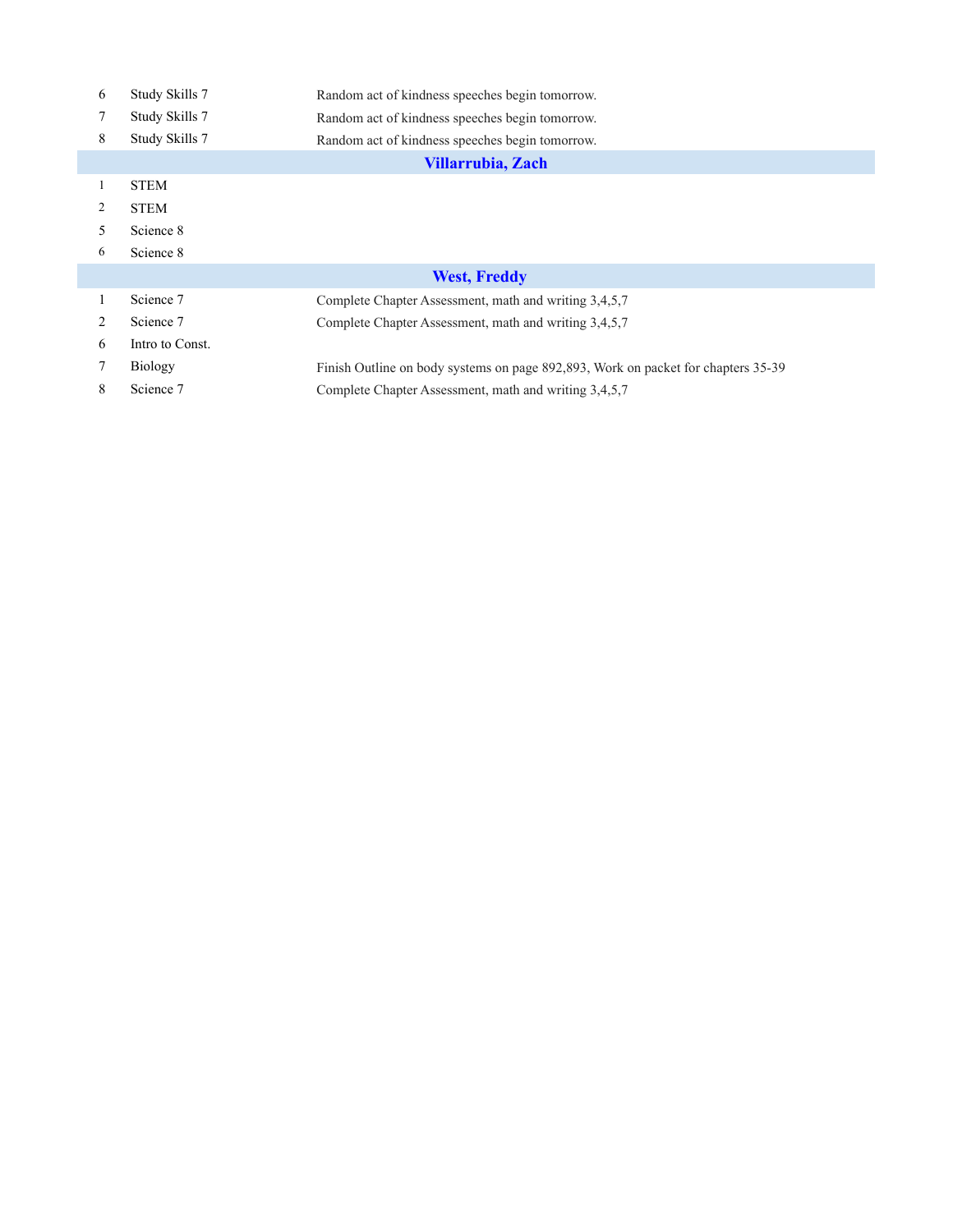| | | |
|---|---|---|
| 6 | Study Skills 7 | Random act of kindness speeches begin tomorrow. |
| 7 | Study Skills 7 | Random act of kindness speeches begin tomorrow. |
| 8 | Study Skills 7 | Random act of kindness speeches begin tomorrow. |

## Villarrubia, Zach

| | | |
|---|---|---|
| 1 | STEM | |
| 2 | STEM | |
| 5 | Science 8 | |
| 6 | Science 8 | |

## West, Freddy

| | | |
|---|---|---|
| 1 | Science 7 | Complete Chapter Assessment, math and writing 3,4,5,7 |
| 2 | Science 7 | Complete Chapter Assessment, math and writing 3,4,5,7 |
| 6 | Intro to Const. | |
| 7 | Biology | Finish Outline on body systems on page 892,893, Work on packet for chapters 35-39 |
| 8 | Science 7 | Complete Chapter Assessment, math and writing 3,4,5,7 |